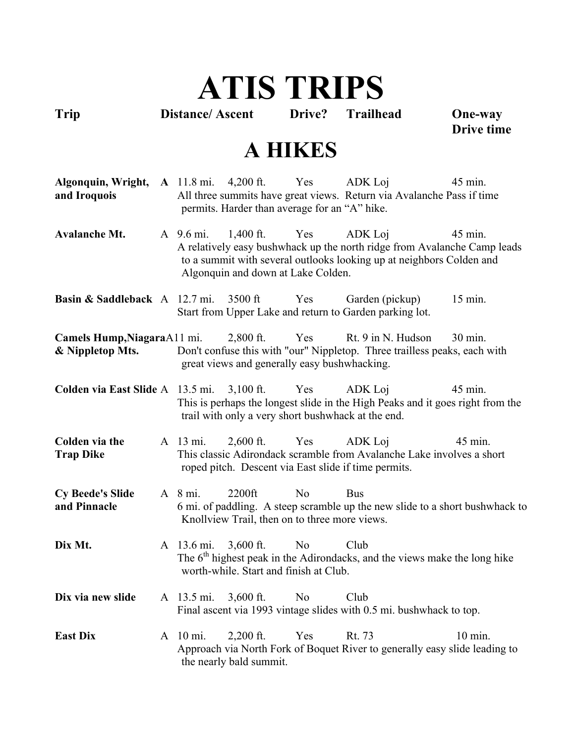# ATIS TRIPS

| Trip | | Distance/ Ascent | | Drive? | Trailhead | One-way Drive time |
|---|---|---|---|---|---|---|

## A HIKES

**Algonquin, Wright, and Iroquois** **A** 11.8 mi. 4,200 ft. Yes ADK Loj 45 min.
All three summits have great views. Return via Avalanche Pass if time permits. Harder than average for an "A" hike.

**Avalanche Mt.** A 9.6 mi. 1,400 ft. Yes ADK Loj 45 min.
A relatively easy bushwhack up the north ridge from Avalanche Camp leads to a summit with several outlooks looking up at neighbors Colden and Algonquin and down at Lake Colden.

**Basin & Saddleback** A 12.7 mi. 3500 ft Yes Garden (pickup) 15 min.
Start from Upper Lake and return to Garden parking lot.

**Camels Hump, Niagara & Nippletop Mts.** A 11 mi. 2,800 ft. Yes Rt. 9 in N. Hudson 30 min.
Don't confuse this with "our" Nippletop. Three trailless peaks, each with great views and generally easy bushwhacking.

**Colden via East Slide** A 13.5 mi. 3,100 ft. Yes ADK Loj 45 min.
This is perhaps the longest slide in the High Peaks and it goes right from the trail with only a very short bushwhack at the end.

**Colden via the Trap Dike** A 13 mi. 2,600 ft. Yes ADK Loj 45 min.
This classic Adirondack scramble from Avalanche Lake involves a short roped pitch. Descent via East slide if time permits.

**Cy Beede's Slide and Pinnacle** A 8 mi. 2200ft No Bus
6 mi. of paddling. A steep scramble up the new slide to a short bushwhack to Knollview Trail, then on to three more views.

**Dix Mt.** A 13.6 mi. 3,600 ft. No Club
The 6th highest peak in the Adirondacks, and the views make the long hike worth-while. Start and finish at Club.

**Dix via new slide** A 13.5 mi. 3,600 ft. No Club
Final ascent via 1993 vintage slides with 0.5 mi. bushwhack to top.

**East Dix** A 10 mi. 2,200 ft. Yes Rt. 73 10 min.
Approach via North Fork of Boquet River to generally easy slide leading to the nearly bald summit.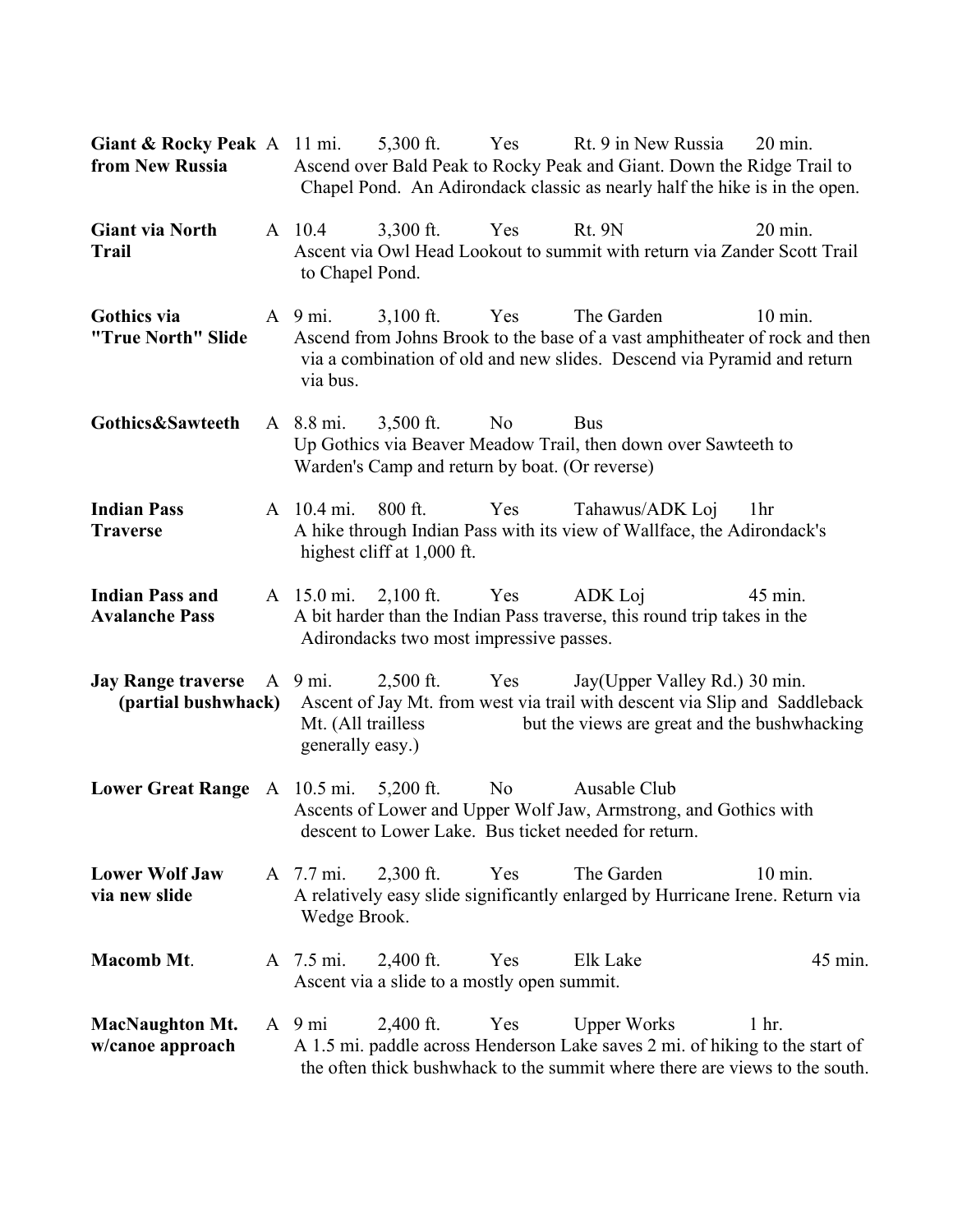**Giant & Rocky Peak from New Russia** A 11 mi. 5,300 ft. Yes Rt. 9 in New Russia 20 min.
Ascend over Bald Peak to Rocky Peak and Giant. Down the Ridge Trail to Chapel Pond. An Adirondack classic as nearly half the hike is in the open.

**Giant via North Trail** A 10.4 3,300 ft. Yes Rt. 9N 20 min.
Ascent via Owl Head Lookout to summit with return via Zander Scott Trail to Chapel Pond.

**Gothics via "True North" Slide** A 9 mi. 3,100 ft. Yes The Garden 10 min.
Ascend from Johns Brook to the base of a vast amphitheater of rock and then via a combination of old and new slides. Descend via Pyramid and return via bus.

**Gothics&Sawteeth** A 8.8 mi. 3,500 ft. No Bus
Up Gothics via Beaver Meadow Trail, then down over Sawteeth to Warden's Camp and return by boat. (Or reverse)

**Indian Pass Traverse** A 10.4 mi. 800 ft. Yes Tahawus/ADK Loj 1hr
A hike through Indian Pass with its view of Wallface, the Adirondack's highest cliff at 1,000 ft.

**Indian Pass and Avalanche Pass** A 15.0 mi. 2,100 ft. Yes ADK Loj 45 min.
A bit harder than the Indian Pass traverse, this round trip takes in the Adirondacks two most impressive passes.

**Jay Range traverse (partial bushwhack)** A 9 mi. 2,500 ft. Yes Jay(Upper Valley Rd.) 30 min.
Ascent of Jay Mt. from west via trail with descent via Slip and Saddleback Mt. (All trailless but the views are great and the bushwhacking generally easy.)

**Lower Great Range** A 10.5 mi. 5,200 ft. No Ausable Club
Ascents of Lower and Upper Wolf Jaw, Armstrong, and Gothics with descent to Lower Lake. Bus ticket needed for return.

**Lower Wolf Jaw via new slide** A 7.7 mi. 2,300 ft. Yes The Garden 10 min.
A relatively easy slide significantly enlarged by Hurricane Irene. Return via Wedge Brook.

**Macomb Mt**. A 7.5 mi. 2,400 ft. Yes Elk Lake 45 min.
Ascent via a slide to a mostly open summit.

**MacNaughton Mt. w/canoe approach** A 9 mi 2,400 ft. Yes Upper Works 1 hr.
A 1.5 mi. paddle across Henderson Lake saves 2 mi. of hiking to the start of the often thick bushwhack to the summit where there are views to the south.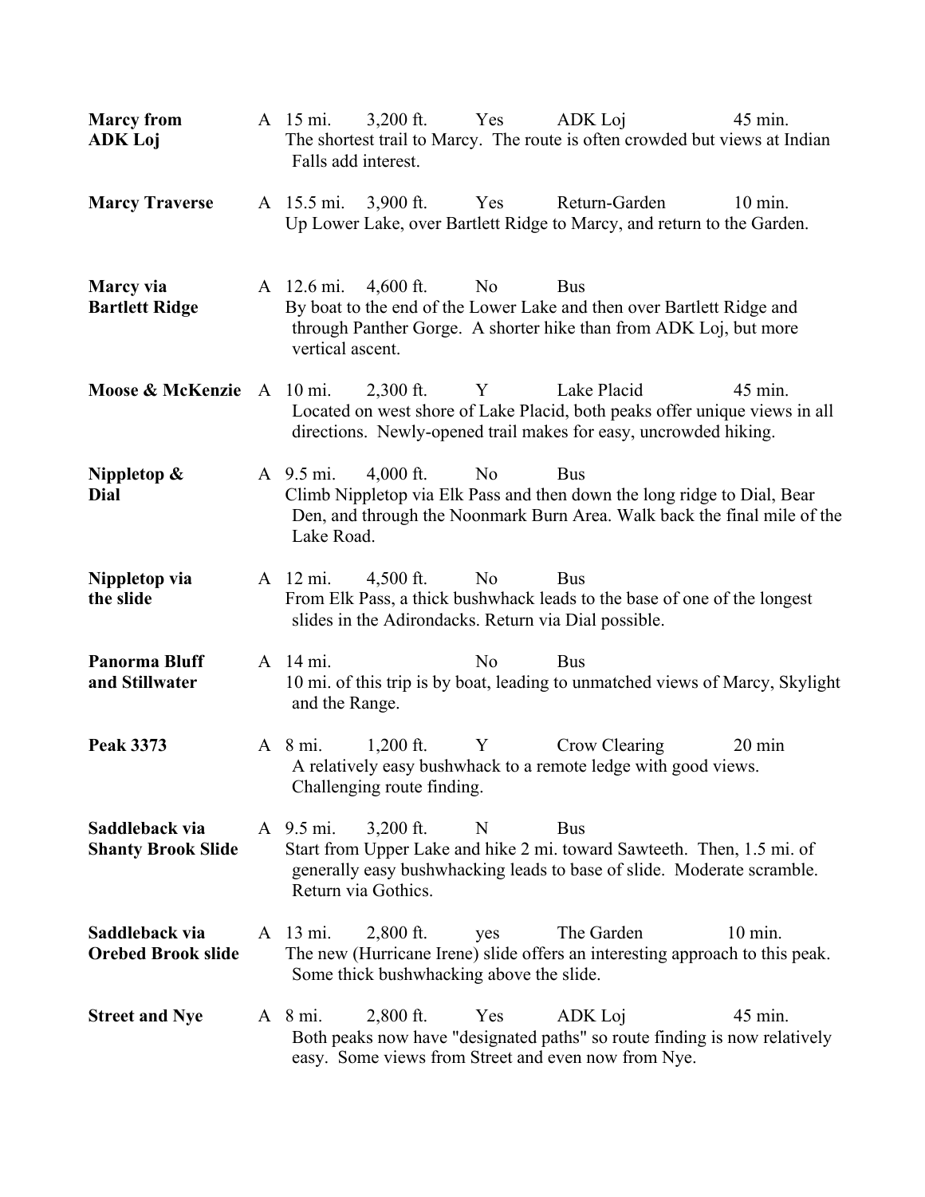| | | | | | | |
|---|---|---|---|---|---|---|
| **Marcy from ADK Loj** | A | 15 mi. | 3,200 ft. | Yes | ADK Loj | 45 min. |
| | | The shortest trail to Marcy. The route is often crowded but views at Indian Falls add interest. | | | | |
| **Marcy Traverse** | A | 15.5 mi. | 3,900 ft. | Yes | Return-Garden | 10 min. |
| | | Up Lower Lake, over Bartlett Ridge to Marcy, and return to the Garden. | | | | |
| **Marcy via Bartlett Ridge** | A | 12.6 mi. | 4,600 ft. | No | Bus | |
| | | By boat to the end of the Lower Lake and then over Bartlett Ridge and through Panther Gorge. A shorter hike than from ADK Loj, but more vertical ascent. | | | | |
| **Moose & McKenzie** | A | 10 mi. | 2,300 ft. | Y | Lake Placid | 45 min. |
| | | Located on west shore of Lake Placid, both peaks offer unique views in all directions. Newly-opened trail makes for easy, uncrowded hiking. | | | | |
| **Nippletop & Dial** | A | 9.5 mi. | 4,000 ft. | No | Bus | |
| | | Climb Nippletop via Elk Pass and then down the long ridge to Dial, Bear Den, and through the Noonmark Burn Area. Walk back the final mile of the Lake Road. | | | | |
| **Nippletop via the slide** | A | 12 mi. | 4,500 ft. | No | Bus | |
| | | From Elk Pass, a thick bushwhack leads to the base of one of the longest slides in the Adirondacks. Return via Dial possible. | | | | |
| **Panorma Bluff and Stillwater** | A | 14 mi. | | No | Bus | |
| | | 10 mi. of this trip is by boat, leading to unmatched views of Marcy, Skylight and the Range. | | | | |
| **Peak 3373** | A | 8 mi. | 1,200 ft. | Y | Crow Clearing | 20 min |
| | | A relatively easy bushwhack to a remote ledge with good views. Challenging route finding. | | | | |
| **Saddleback via Shanty Brook Slide** | A | 9.5 mi. | 3,200 ft. | N | Bus | |
| | | Start from Upper Lake and hike 2 mi. toward Sawteeth. Then, 1.5 mi. of generally easy bushwhacking leads to base of slide. Moderate scramble. Return via Gothics. | | | | |
| **Saddleback via Orebed Brook slide** | A | 13 mi. | 2,800 ft. | yes | The Garden | 10 min. |
| | | The new (Hurricane Irene) slide offers an interesting approach to this peak. Some thick bushwhacking above the slide. | | | | |
| **Street and Nye** | A | 8 mi. | 2,800 ft. | Yes | ADK Loj | 45 min. |
| | | Both peaks now have "designated paths" so route finding is now relatively easy. Some views from Street and even now from Nye. | | | | |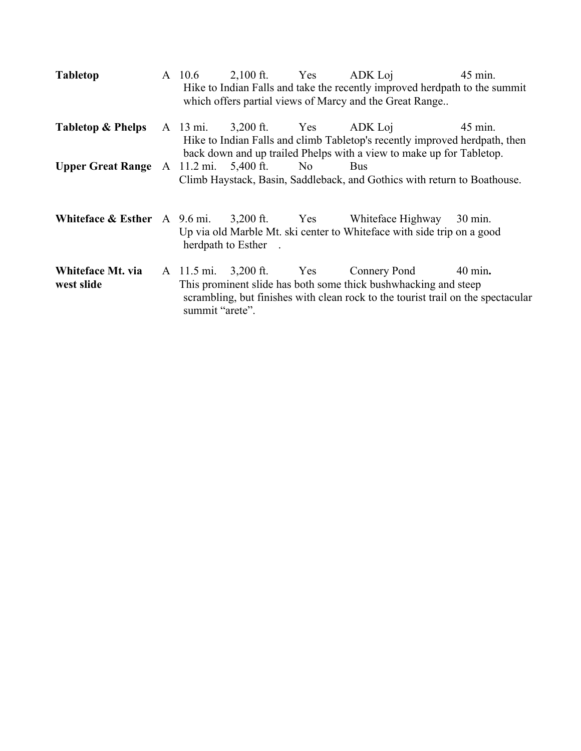**Tabletop** A 10.6 2,100 ft. Yes ADK Loj 45 min.
Hike to Indian Falls and take the recently improved herdpath to the summit which offers partial views of Marcy and the Great Range..

**Tabletop & Phelps** A 13 mi. 3,200 ft. Yes ADK Loj 45 min.
Hike to Indian Falls and climb Tabletop's recently improved herdpath, then back down and up trailed Phelps with a view to make up for Tabletop.

**Upper Great Range** A 11.2 mi. 5,400 ft. No Bus
Climb Haystack, Basin, Saddleback, and Gothics with return to Boathouse.

**Whiteface & Esther** A 9.6 mi. 3,200 ft. Yes Whiteface Highway 30 min.
Up via old Marble Mt. ski center to Whiteface with side trip on a good herdpath to Esther .

**Whiteface Mt. via west slide** A 11.5 mi. 3,200 ft. Yes Connery Pond 40 min**.**
This prominent slide has both some thick bushwhacking and steep scrambling, but finishes with clean rock to the tourist trail on the spectacular summit "arete".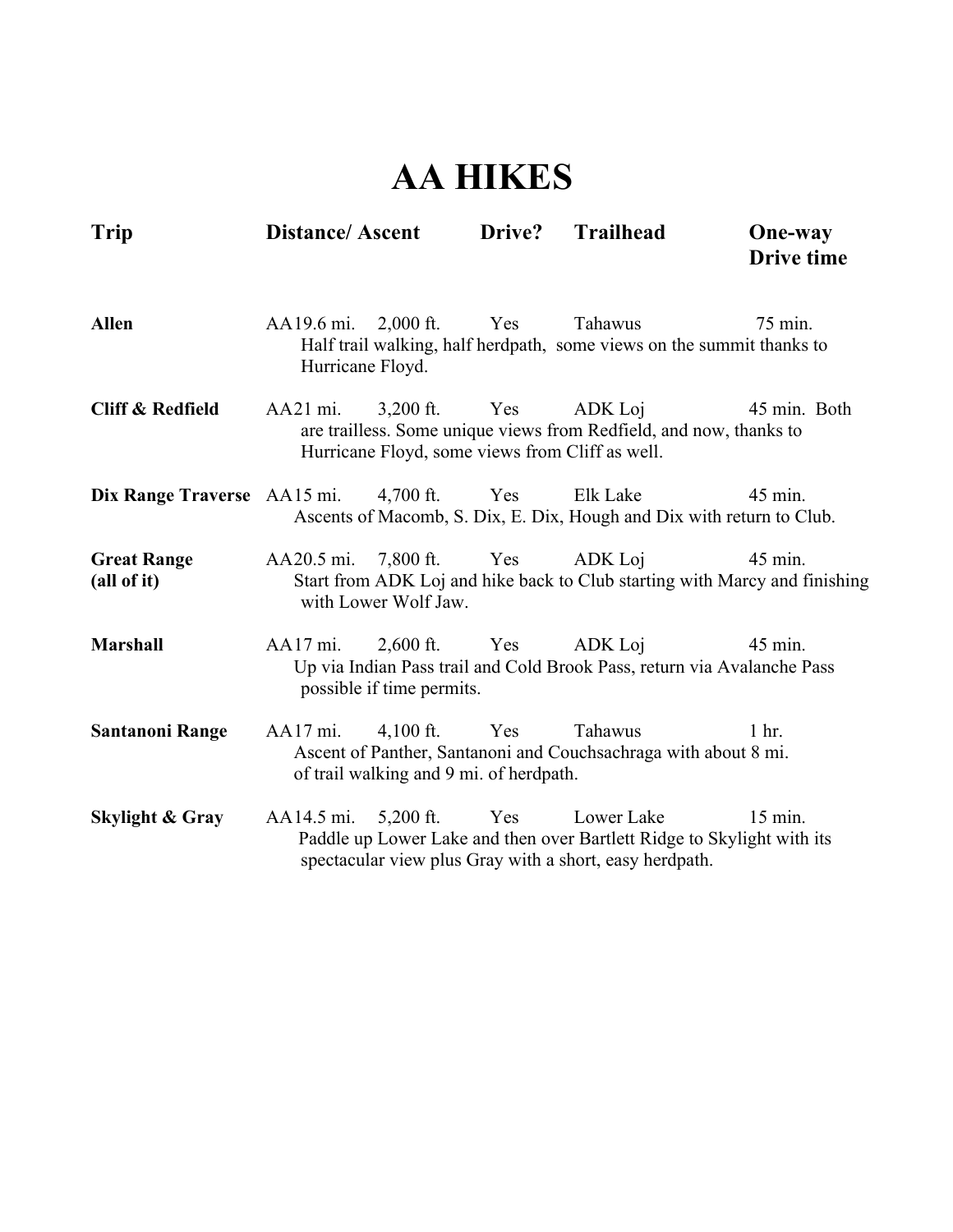# AA HIKES

| Trip | Distance/ Ascent | | Drive? | Trailhead | One-way Drive time |
|---|---|---|---|---|---|
| **Allen** | AA19.6 mi. | 2,000 ft. | Yes | Tahawus | 75 min. |
| | Half trail walking, half herdpath, some views on the summit thanks to Hurricane Floyd. | | | | |
| **Cliff & Redfield** | AA21 mi. | 3,200 ft. | Yes | ADK Loj | 45 min. |
| | Both are trailless. Some unique views from Redfield, and now, thanks to Hurricane Floyd, some views from Cliff as well. | | | | |
| **Dix Range Traverse** | AA15 mi. | 4,700 ft. | Yes | Elk Lake | 45 min. |
| | Ascents of Macomb, S. Dix, E. Dix, Hough and Dix with return to Club. | | | | |
| **Great Range (all of it)** | AA20.5 mi. | 7,800 ft. | Yes | ADK Loj | 45 min. |
| | Start from ADK Loj and hike back to Club starting with Marcy and finishing with Lower Wolf Jaw. | | | | |
| **Marshall** | AA17 mi. | 2,600 ft. | Yes | ADK Loj | 45 min. |
| | Up via Indian Pass trail and Cold Brook Pass, return via Avalanche Pass possible if time permits. | | | | |
| **Santanoni Range** | AA17 mi. | 4,100 ft. | Yes | Tahawus | 1 hr. |
| | Ascent of Panther, Santanoni and Couchsachraga with about 8 mi. of trail walking and 9 mi. of herdpath. | | | | |
| **Skylight & Gray** | AA14.5 mi. | 5,200 ft. | Yes | Lower Lake | 15 min. |
| | Paddle up Lower Lake and then over Bartlett Ridge to Skylight with its spectacular view plus Gray with a short, easy herdpath. | | | | |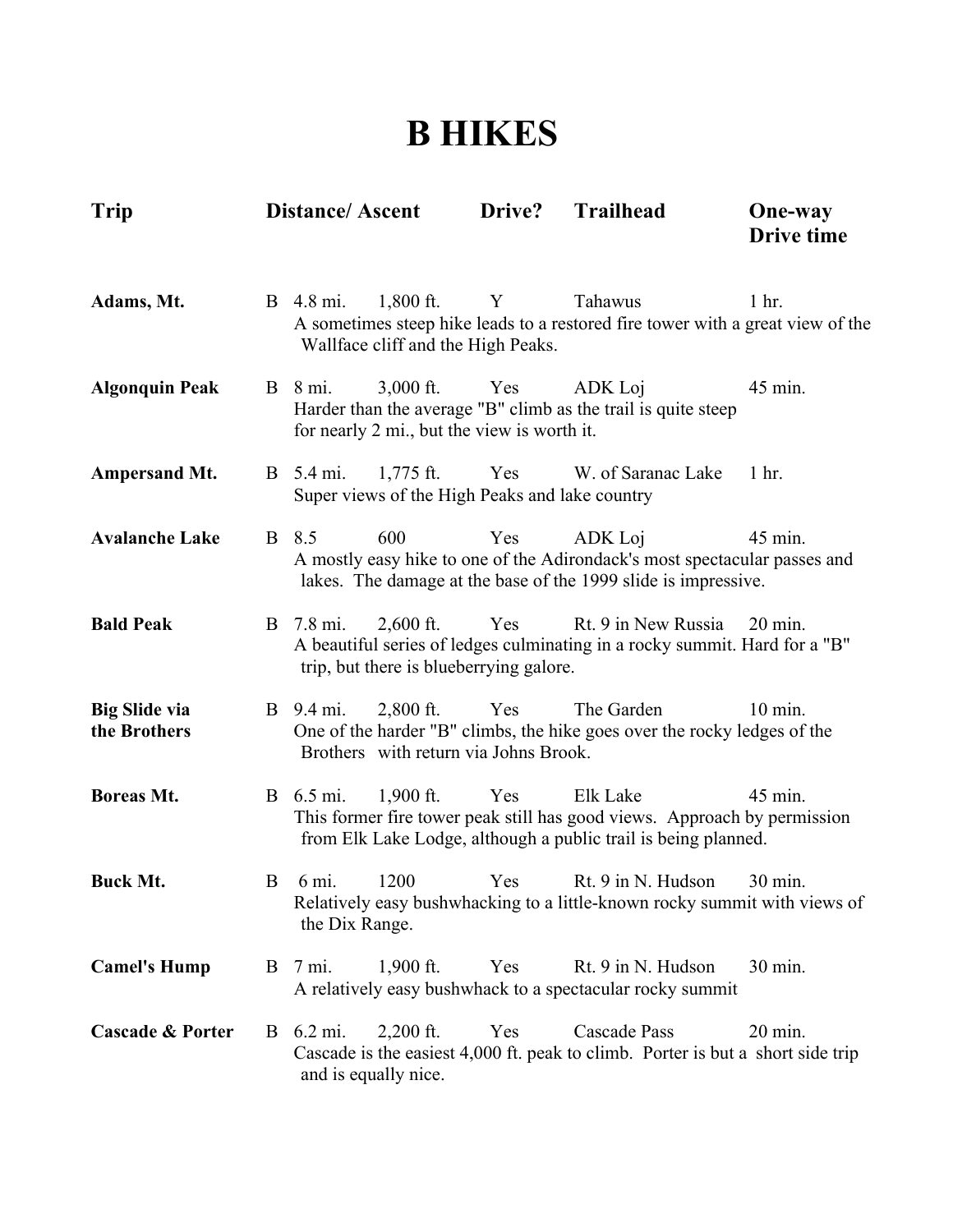# B HIKES

| Trip | | Distance/ Ascent | | Drive? | Trailhead | One-way Drive time |
|---|---|---|---|---|---|---|
| **Adams, Mt.** | B | 4.8 mi. | 1,800 ft. | Y | Tahawus | 1 hr. |
| | | A sometimes steep hike leads to a restored fire tower with a great view of the Wallface cliff and the High Peaks. | | | | |
| **Algonquin Peak** | B | 8 mi. | 3,000 ft. | Yes | ADK Loj | 45 min. |
| | | Harder than the average "B" climb as the trail is quite steep for nearly 2 mi., but the view is worth it. | | | | |
| **Ampersand Mt.** | B | 5.4 mi. | 1,775 ft. | Yes | W. of Saranac Lake | 1 hr. |
| | | Super views of the High Peaks and lake country | | | | |
| **Avalanche Lake** | B | 8.5 | 600 | Yes | ADK Loj | 45 min. |
| | | A mostly easy hike to one of the Adirondack's most spectacular passes and lakes. The damage at the base of the 1999 slide is impressive. | | | | |
| **Bald Peak** | B | 7.8 mi. | 2,600 ft. | Yes | Rt. 9 in New Russia | 20 min. |
| | | A beautiful series of ledges culminating in a rocky summit. Hard for a "B" trip, but there is blueberrying galore. | | | | |
| **Big Slide via the Brothers** | B | 9.4 mi. | 2,800 ft. | Yes | The Garden | 10 min. |
| | | One of the harder "B" climbs, the hike goes over the rocky ledges of the Brothers with return via Johns Brook. | | | | |
| **Boreas Mt.** | B | 6.5 mi. | 1,900 ft. | Yes | Elk Lake | 45 min. |
| | | This former fire tower peak still has good views. Approach by permission from Elk Lake Lodge, although a public trail is being planned. | | | | |
| **Buck Mt.** | B | 6 mi. | 1200 | Yes | Rt. 9 in N. Hudson | 30 min. |
| | | Relatively easy bushwhacking to a little-known rocky summit with views of the Dix Range. | | | | |
| **Camel's Hump** | B | 7 mi. | 1,900 ft. | Yes | Rt. 9 in N. Hudson | 30 min. |
| | | A relatively easy bushwhack to a spectacular rocky summit | | | | |
| **Cascade & Porter** | B | 6.2 mi. | 2,200 ft. | Yes | Cascade Pass | 20 min. |
| | | Cascade is the easiest 4,000 ft. peak to climb. Porter is but a short side trip and is equally nice. | | | | |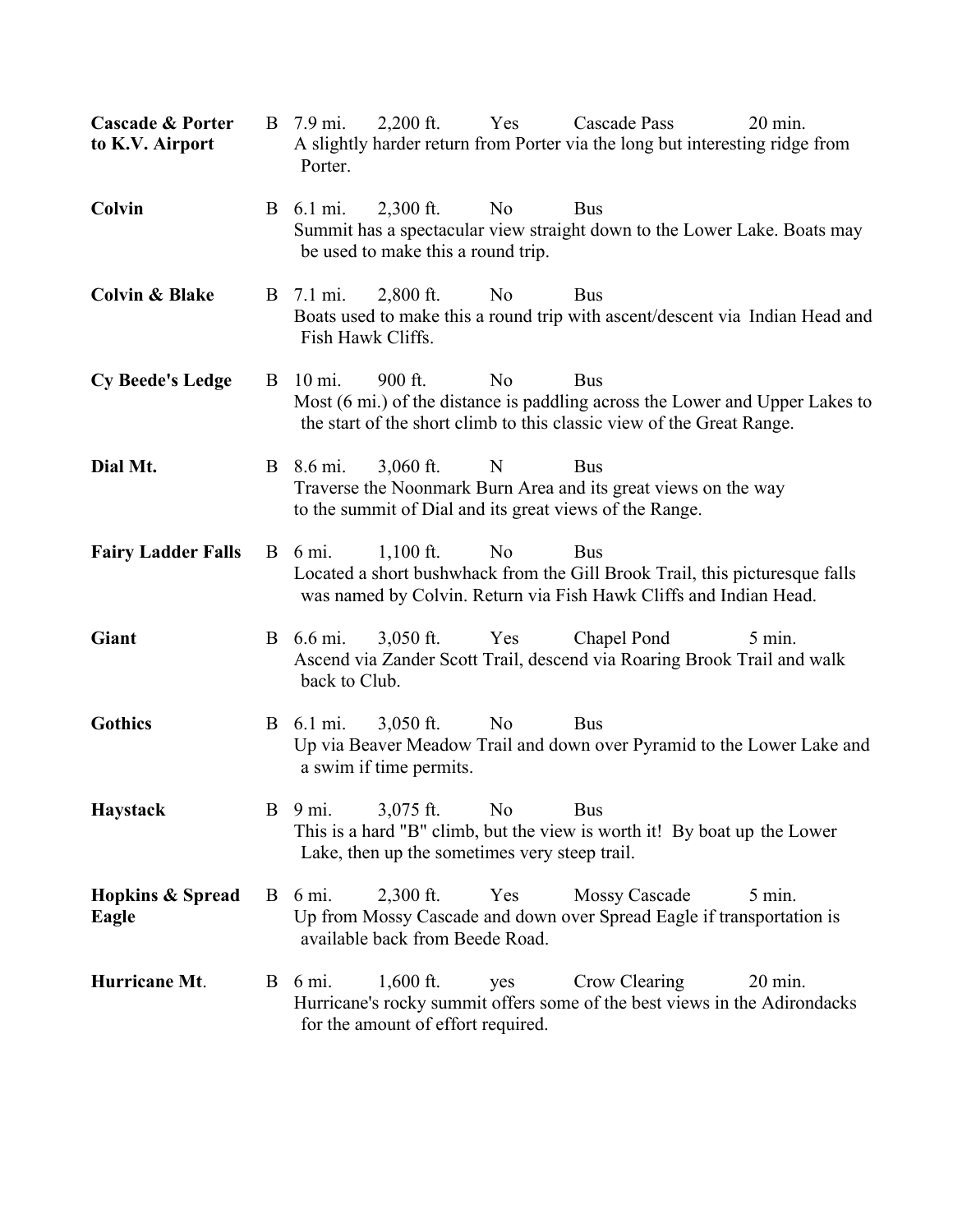**Cascade & Porter to K.V. Airport** B 7.9 mi. 2,200 ft. Yes Cascade Pass 20 min.
A slightly harder return from Porter via the long but interesting ridge from Porter.

**Colvin** B 6.1 mi. 2,300 ft. No Bus
Summit has a spectacular view straight down to the Lower Lake. Boats may be used to make this a round trip.

**Colvin & Blake** B 7.1 mi. 2,800 ft. No Bus
Boats used to make this a round trip with ascent/descent via Indian Head and Fish Hawk Cliffs.

**Cy Beede's Ledge** B 10 mi. 900 ft. No Bus
Most (6 mi.) of the distance is paddling across the Lower and Upper Lakes to the start of the short climb to this classic view of the Great Range.

**Dial Mt.** B 8.6 mi. 3,060 ft. N Bus
Traverse the Noonmark Burn Area and its great views on the way to the summit of Dial and its great views of the Range.

**Fairy Ladder Falls** B 6 mi. 1,100 ft. No Bus
Located a short bushwhack from the Gill Brook Trail, this picturesque falls was named by Colvin. Return via Fish Hawk Cliffs and Indian Head.

**Giant** B 6.6 mi. 3,050 ft. Yes Chapel Pond 5 min.
Ascend via Zander Scott Trail, descend via Roaring Brook Trail and walk back to Club.

**Gothics** B 6.1 mi. 3,050 ft. No Bus
Up via Beaver Meadow Trail and down over Pyramid to the Lower Lake and a swim if time permits.

**Haystack** B 9 mi. 3,075 ft. No Bus
This is a hard "B" climb, but the view is worth it! By boat up the Lower Lake, then up the sometimes very steep trail.

**Hopkins & Spread Eagle** B 6 mi. 2,300 ft. Yes Mossy Cascade 5 min.
Up from Mossy Cascade and down over Spread Eagle if transportation is available back from Beede Road.

**Hurricane Mt.** B 6 mi. 1,600 ft. yes Crow Clearing 20 min.
Hurricane's rocky summit offers some of the best views in the Adirondacks for the amount of effort required.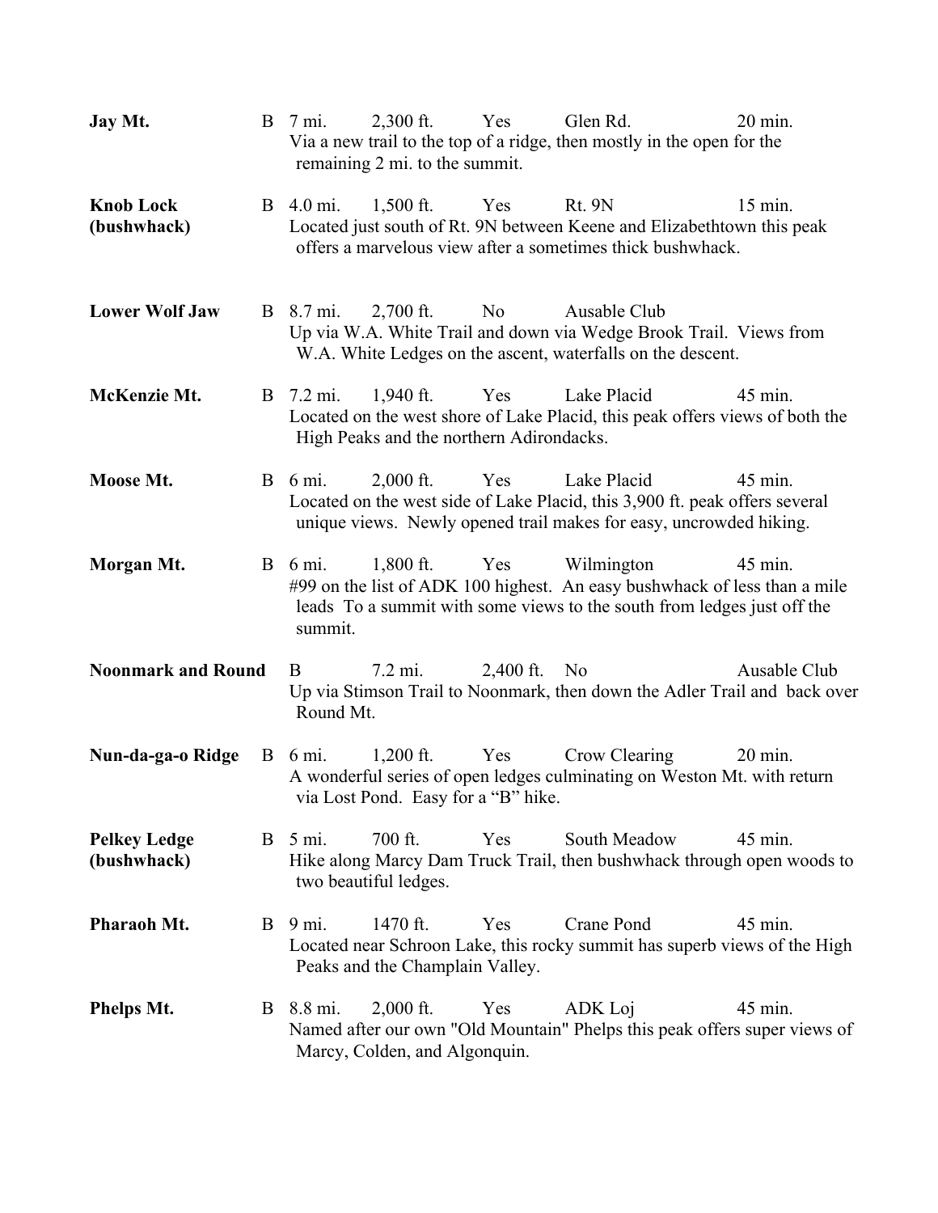**Jay Mt.** B 7 mi. 2,300 ft. Yes Glen Rd. 20 min.
Via a new trail to the top of a ridge, then mostly in the open for the remaining 2 mi. to the summit.

**Knob Lock (bushwhack)** B 4.0 mi. 1,500 ft. Yes Rt. 9N 15 min.
Located just south of Rt. 9N between Keene and Elizabethtown this peak offers a marvelous view after a sometimes thick bushwhack.

**Lower Wolf Jaw** B 8.7 mi. 2,700 ft. No Ausable Club
Up via W.A. White Trail and down via Wedge Brook Trail. Views from W.A. White Ledges on the ascent, waterfalls on the descent.

**McKenzie Mt.** B 7.2 mi. 1,940 ft. Yes Lake Placid 45 min.
Located on the west shore of Lake Placid, this peak offers views of both the High Peaks and the northern Adirondacks.

**Moose Mt.** B 6 mi. 2,000 ft. Yes Lake Placid 45 min.
Located on the west side of Lake Placid, this 3,900 ft. peak offers several unique views. Newly opened trail makes for easy, uncrowded hiking.

**Morgan Mt.** B 6 mi. 1,800 ft. Yes Wilmington 45 min.
#99 on the list of ADK 100 highest. An easy bushwhack of less than a mile leads To a summit with some views to the south from ledges just off the summit.

**Noonmark and Round** B 7.2 mi. 2,400 ft. No Ausable Club
Up via Stimson Trail to Noonmark, then down the Adler Trail and back over Round Mt.

**Nun-da-ga-o Ridge** B 6 mi. 1,200 ft. Yes Crow Clearing 20 min.
A wonderful series of open ledges culminating on Weston Mt. with return via Lost Pond. Easy for a "B" hike.

**Pelkey Ledge (bushwhack)** B 5 mi. 700 ft. Yes South Meadow 45 min.
Hike along Marcy Dam Truck Trail, then bushwhack through open woods to two beautiful ledges.

**Pharaoh Mt.** B 9 mi. 1470 ft. Yes Crane Pond 45 min.
Located near Schroon Lake, this rocky summit has superb views of the High Peaks and the Champlain Valley.

**Phelps Mt.** B 8.8 mi. 2,000 ft. Yes ADK Loj 45 min.
Named after our own "Old Mountain" Phelps this peak offers super views of Marcy, Colden, and Algonquin.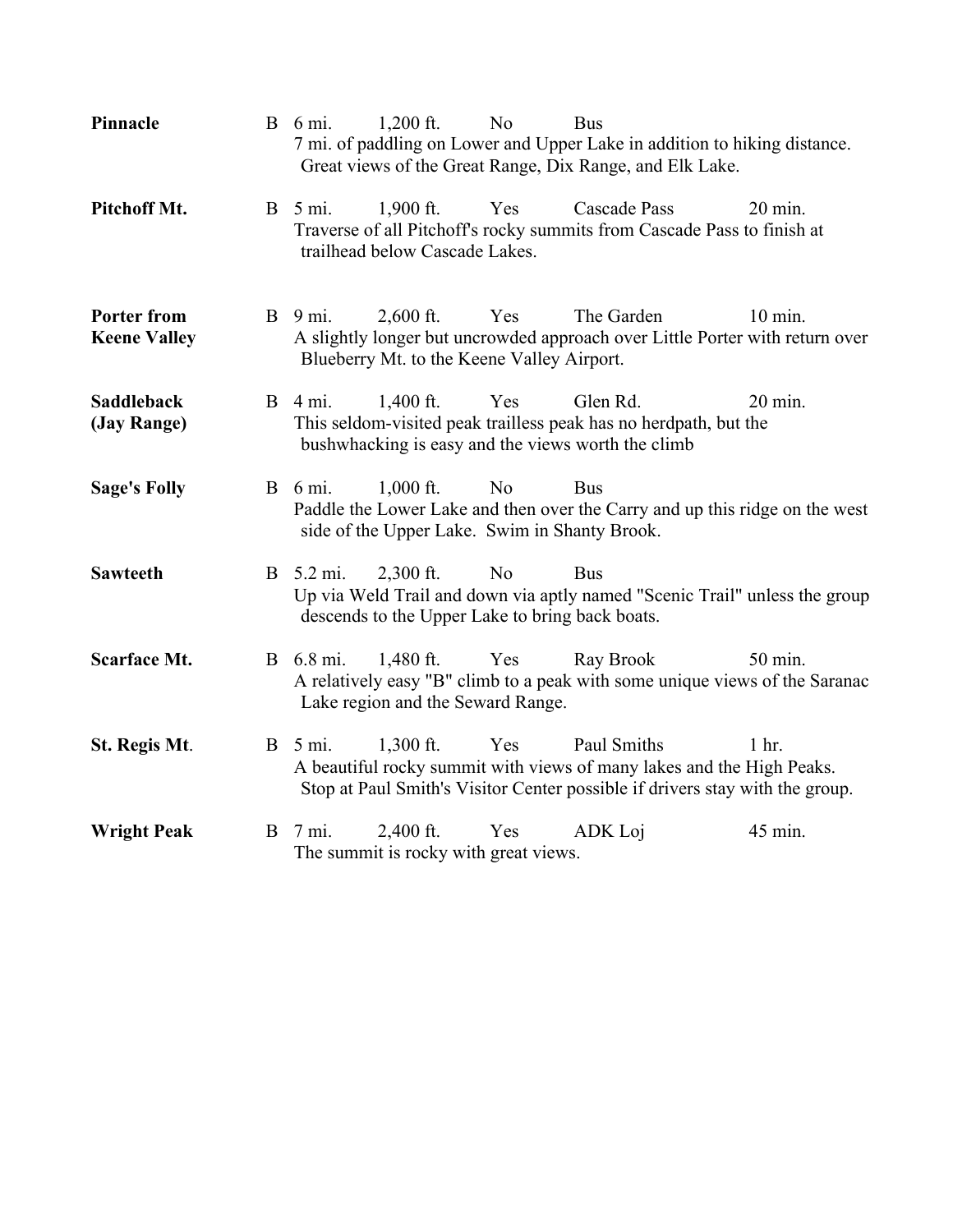| | | | | | | |
|---|---|---|---|---|---|---|
| **Pinnacle** | B | 6 mi. | 1,200 ft. | No | Bus | |
| | 7 mi. of paddling on Lower and Upper Lake in addition to hiking distance. Great views of the Great Range, Dix Range, and Elk Lake. | | | | | |
| **Pitchoff Mt.** | B | 5 mi. | 1,900 ft. | Yes | Cascade Pass | 20 min. |
| | Traverse of all Pitchoff's rocky summits from Cascade Pass to finish at trailhead below Cascade Lakes. | | | | | |
| **Porter from Keene Valley** | B | 9 mi. | 2,600 ft. | Yes | The Garden | 10 min. |
| | A slightly longer but uncrowded approach over Little Porter with return over Blueberry Mt. to the Keene Valley Airport. | | | | | |
| **Saddleback (Jay Range)** | B | 4 mi. | 1,400 ft. | Yes | Glen Rd. | 20 min. |
| | This seldom-visited peak trailless peak has no herdpath, but the bushwhacking is easy and the views worth the climb | | | | | |
| **Sage's Folly** | B | 6 mi. | 1,000 ft. | No | Bus | |
| | Paddle the Lower Lake and then over the Carry and up this ridge on the west side of the Upper Lake. Swim in Shanty Brook. | | | | | |
| **Sawteeth** | B | 5.2 mi. | 2,300 ft. | No | Bus | |
| | Up via Weld Trail and down via aptly named "Scenic Trail" unless the group descends to the Upper Lake to bring back boats. | | | | | |
| **Scarface Mt.** | B | 6.8 mi. | 1,480 ft. | Yes | Ray Brook | 50 min. |
| | A relatively easy "B" climb to a peak with some unique views of the Saranac Lake region and the Seward Range. | | | | | |
| **St. Regis Mt.** | B | 5 mi. | 1,300 ft. | Yes | Paul Smiths | 1 hr. |
| | A beautiful rocky summit with views of many lakes and the High Peaks. Stop at Paul Smith's Visitor Center possible if drivers stay with the group. | | | | | |
| **Wright Peak** | B | 7 mi. | 2,400 ft. | Yes | ADK Loj | 45 min. |
| | The summit is rocky with great views. | | | | | |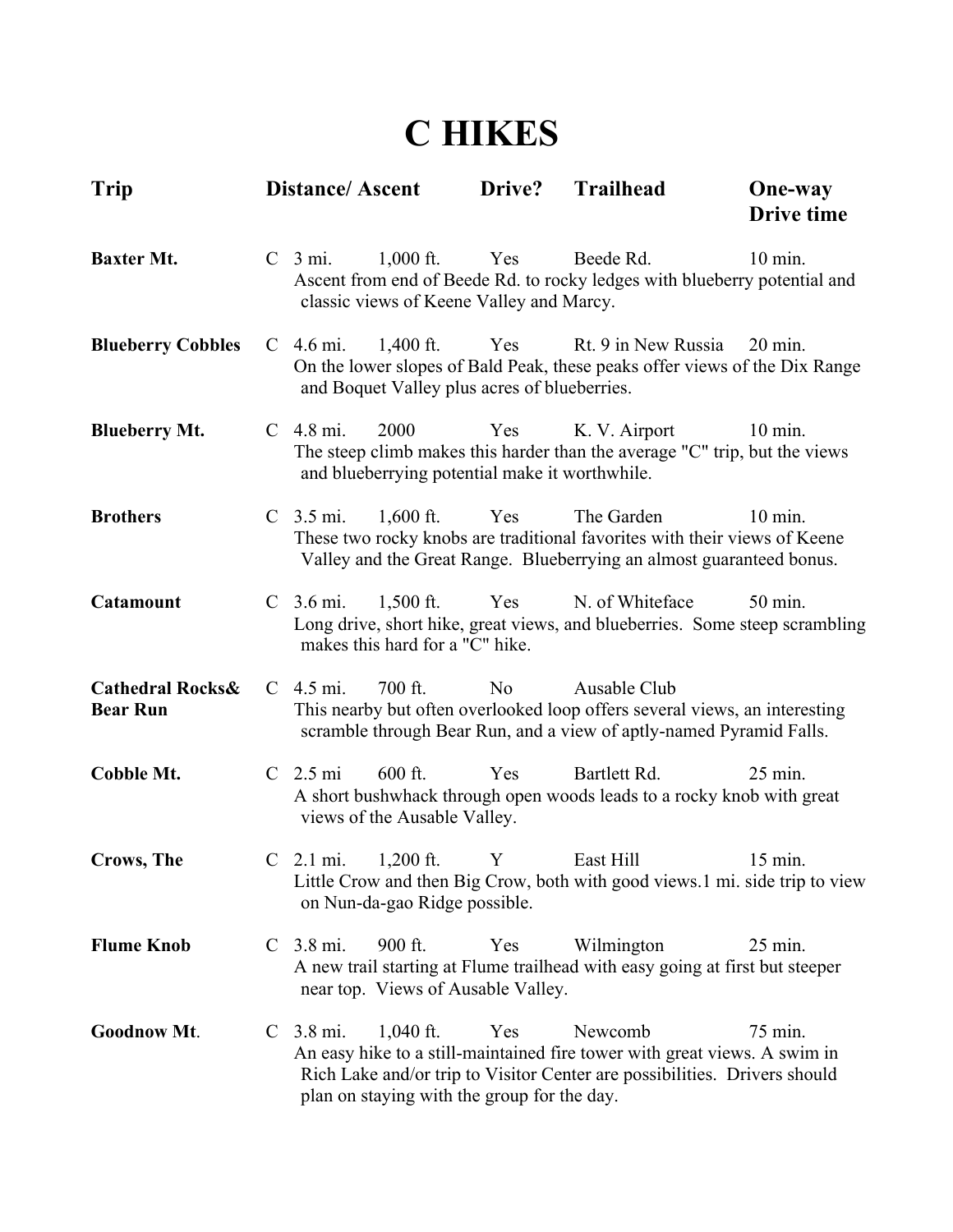# C HIKES

| Trip | Distance/ Ascent | | | Drive? | Trailhead | One-way Drive time |
|---|---|---|---|---|---|---|
| **Baxter Mt.** | C | 3 mi. | 1,000 ft. | Yes | Beede Rd. | 10 min. |
| | Ascent from end of Beede Rd. to rocky ledges with blueberry potential and classic views of Keene Valley and Marcy. | | | | | |
| **Blueberry Cobbles** | C | 4.6 mi. | 1,400 ft. | Yes | Rt. 9 in New Russia | 20 min. |
| | On the lower slopes of Bald Peak, these peaks offer views of the Dix Range and Boquet Valley plus acres of blueberries. | | | | | |
| **Blueberry Mt.** | C | 4.8 mi. | 2000 | Yes | K. V. Airport | 10 min. |
| | The steep climb makes this harder than the average "C" trip, but the views and blueberrying potential make it worthwhile. | | | | | |
| **Brothers** | C | 3.5 mi. | 1,600 ft. | Yes | The Garden | 10 min. |
| | These two rocky knobs are traditional favorites with their views of Keene Valley and the Great Range. Blueberrying an almost guaranteed bonus. | | | | | |
| **Catamount** | C | 3.6 mi. | 1,500 ft. | Yes | N. of Whiteface | 50 min. |
| | Long drive, short hike, great views, and blueberries. Some steep scrambling makes this hard for a "C" hike. | | | | | |
| **Cathedral Rocks& Bear Run** | C | 4.5 mi. | 700 ft. | No | Ausable Club | |
| | This nearby but often overlooked loop offers several views, an interesting scramble through Bear Run, and a view of aptly-named Pyramid Falls. | | | | | |
| **Cobble Mt.** | C | 2.5 mi | 600 ft. | Yes | Bartlett Rd. | 25 min. |
| | A short bushwhack through open woods leads to a rocky knob with great views of the Ausable Valley. | | | | | |
| **Crows, The** | C | 2.1 mi. | 1,200 ft. | Y | East Hill | 15 min. |
| | Little Crow and then Big Crow, both with good views.1 mi. side trip to view on Nun-da-gao Ridge possible. | | | | | |
| **Flume Knob** | C | 3.8 mi. | 900 ft. | Yes | Wilmington | 25 min. |
| | A new trail starting at Flume trailhead with easy going at first but steeper near top. Views of Ausable Valley. | | | | | |
| **Goodnow Mt.** | C | 3.8 mi. | 1,040 ft. | Yes | Newcomb | 75 min. |
| | An easy hike to a still-maintained fire tower with great views. A swim in Rich Lake and/or trip to Visitor Center are possibilities. Drivers should plan on staying with the group for the day. | | | | | |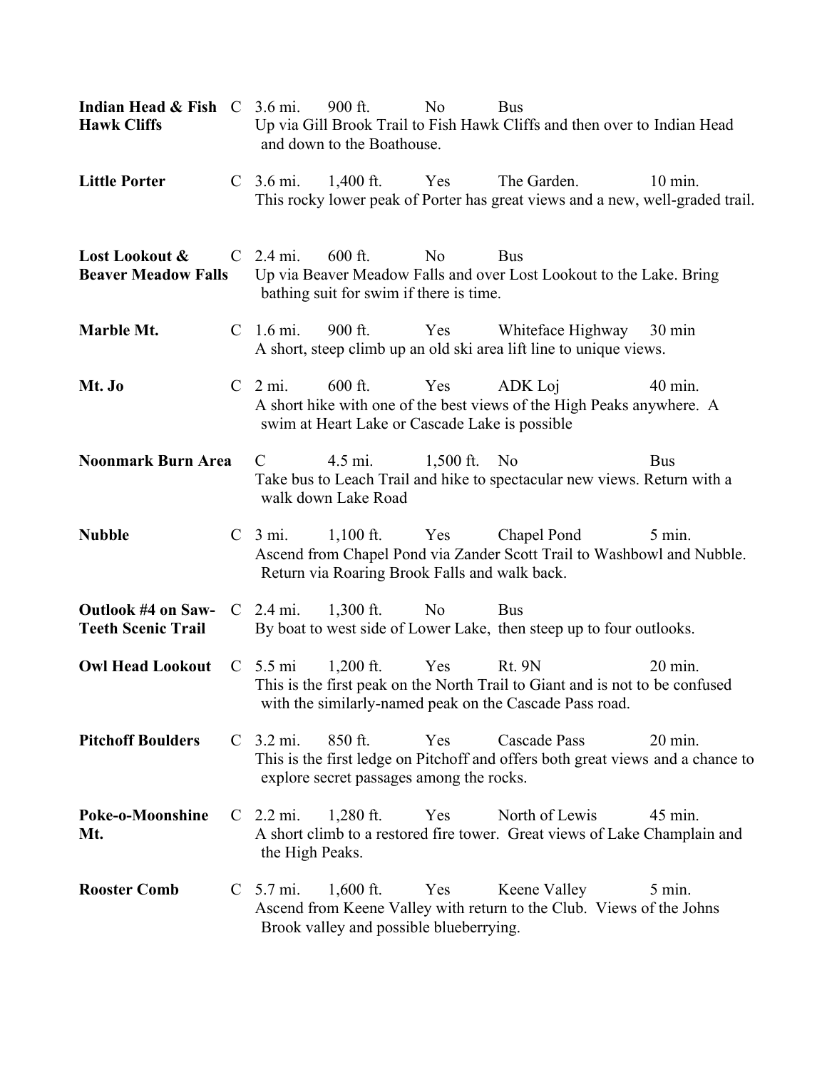**Indian Head & Fish Hawk Cliffs** C 3.6 mi. 900 ft. No Bus
Up via Gill Brook Trail to Fish Hawk Cliffs and then over to Indian Head and down to the Boathouse.

**Little Porter** C 3.6 mi. 1,400 ft. Yes The Garden. 10 min.
This rocky lower peak of Porter has great views and a new, well-graded trail.

**Lost Lookout & Beaver Meadow Falls** C 2.4 mi. 600 ft. No Bus
Up via Beaver Meadow Falls and over Lost Lookout to the Lake. Bring bathing suit for swim if there is time.

**Marble Mt.** C 1.6 mi. 900 ft. Yes Whiteface Highway 30 min
A short, steep climb up an old ski area lift line to unique views.

**Mt. Jo** C 2 mi. 600 ft. Yes ADK Loj 40 min.
A short hike with one of the best views of the High Peaks anywhere. A swim at Heart Lake or Cascade Lake is possible

**Noonmark Burn Area** C 4.5 mi. 1,500 ft. No Bus
Take bus to Leach Trail and hike to spectacular new views. Return with a walk down Lake Road

**Nubble** C 3 mi. 1,100 ft. Yes Chapel Pond 5 min.
Ascend from Chapel Pond via Zander Scott Trail to Washbowl and Nubble. Return via Roaring Brook Falls and walk back.

**Outlook #4 on Saw-Teeth Scenic Trail** C 2.4 mi. 1,300 ft. No Bus
By boat to west side of Lower Lake, then steep up to four outlooks.

**Owl Head Lookout** C 5.5 mi 1,200 ft. Yes Rt. 9N 20 min.
This is the first peak on the North Trail to Giant and is not to be confused with the similarly-named peak on the Cascade Pass road.

**Pitchoff Boulders** C 3.2 mi. 850 ft. Yes Cascade Pass 20 min.
This is the first ledge on Pitchoff and offers both great views and a chance to explore secret passages among the rocks.

**Poke-o-Moonshine Mt.** C 2.2 mi. 1,280 ft. Yes North of Lewis 45 min.
A short climb to a restored fire tower. Great views of Lake Champlain and the High Peaks.

**Rooster Comb** C 5.7 mi. 1,600 ft. Yes Keene Valley 5 min.
Ascend from Keene Valley with return to the Club. Views of the Johns Brook valley and possible blueberrying.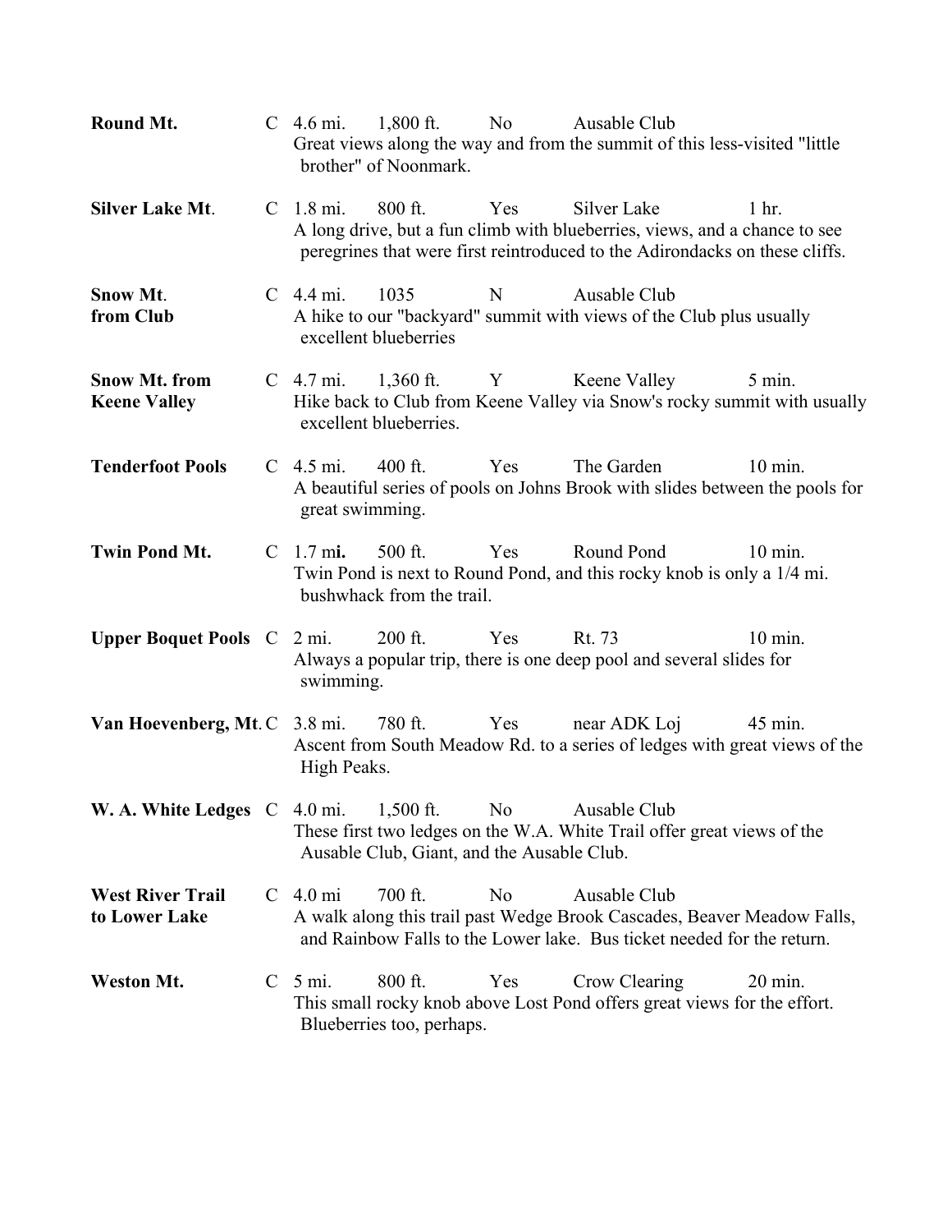| | | | | | | |
|---|---|---|---|---|---|---|
| **Round Mt.** | C | 4.6 mi. | 1,800 ft. | No | Ausable Club | |
| | | Great views along the way and from the summit of this less-visited "little brother" of Noonmark. | | | | |
| **Silver Lake Mt**. | C | 1.8 mi. | 800 ft. | Yes | Silver Lake | 1 hr. |
| | | A long drive, but a fun climb with blueberries, views, and a chance to see peregrines that were first reintroduced to the Adirondacks on these cliffs. | | | | |
| **Snow Mt**. **from Club** | C | 4.4 mi. | 1035 | N | Ausable Club | |
| | | A hike to our "backyard" summit with views of the Club plus usually excellent blueberries | | | | |
| **Snow Mt. from Keene Valley** | C | 4.7 mi. | 1,360 ft. | Y | Keene Valley | 5 min. |
| | | Hike back to Club from Keene Valley via Snow's rocky summit with usually excellent blueberries. | | | | |
| **Tenderfoot Pools** | C | 4.5 mi. | 400 ft. | Yes | The Garden | 10 min. |
| | | A beautiful series of pools on Johns Brook with slides between the pools for great swimming. | | | | |
| **Twin Pond Mt.** | C | 1.7 mi. | 500 ft. | Yes | Round Pond | 10 min. |
| | | Twin Pond is next to Round Pond, and this rocky knob is only a 1/4 mi. bushwhack from the trail. | | | | |
| **Upper Boquet Pools** | C | 2 mi. | 200 ft. | Yes | Rt. 73 | 10 min. |
| | | Always a popular trip, there is one deep pool and several slides for swimming. | | | | |
| **Van Hoevenberg, Mt**. | C | 3.8 mi. | 780 ft. | Yes | near ADK Loj | 45 min. |
| | | Ascent from South Meadow Rd. to a series of ledges with great views of the High Peaks. | | | | |
| **W. A. White Ledges** | C | 4.0 mi. | 1,500 ft. | No | Ausable Club | |
| | | These first two ledges on the W.A. White Trail offer great views of the Ausable Club, Giant, and the Ausable Club. | | | | |
| **West River Trail to Lower Lake** | C | 4.0 mi | 700 ft. | No | Ausable Club | |
| | | A walk along this trail past Wedge Brook Cascades, Beaver Meadow Falls, and Rainbow Falls to the Lower lake. Bus ticket needed for the return. | | | | |
| **Weston Mt.** | C | 5 mi. | 800 ft. | Yes | Crow Clearing | 20 min. |
| | | This small rocky knob above Lost Pond offers great views for the effort. Blueberries too, perhaps. | | | | |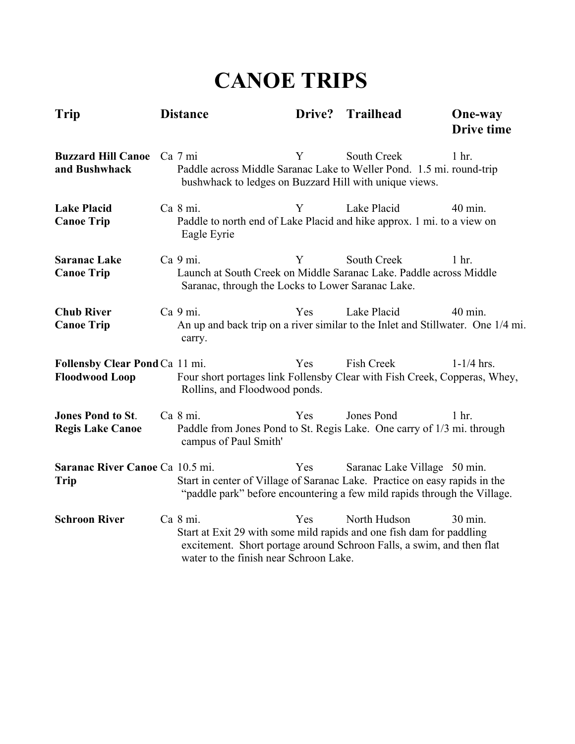# CANOE TRIPS

| Trip | Distance | Drive? | Trailhead | One-way Drive time |
|---|---|---|---|---|
| **Buzzard Hill Canoe and Bushwhack** | Ca 7 mi | Y | South Creek | 1 hr. |
| | Paddle across Middle Saranac Lake to Weller Pond. 1.5 mi. round-trip bushwhack to ledges on Buzzard Hill with unique views. | | | |
| **Lake Placid Canoe Trip** | Ca 8 mi. | Y | Lake Placid | 40 min. |
| | Paddle to north end of Lake Placid and hike approx. 1 mi. to a view on Eagle Eyrie | | | |
| **Saranac Lake Canoe Trip** | Ca 9 mi. | Y | South Creek | 1 hr. |
| | Launch at South Creek on Middle Saranac Lake. Paddle across Middle Saranac, through the Locks to Lower Saranac Lake. | | | |
| **Chub River Canoe Trip** | Ca 9 mi. | Yes | Lake Placid | 40 min. |
| | An up and back trip on a river similar to the Inlet and Stillwater. One 1/4 mi. carry. | | | |
| **Follensby Clear Pond Floodwood Loop** | Ca 11 mi. | Yes | Fish Creek | 1-1/4 hrs. |
| | Four short portages link Follensby Clear with Fish Creek, Copperas, Whey, Rollins, and Floodwood ponds. | | | |
| **Jones Pond to St. Regis Lake Canoe** | Ca 8 mi. | Yes | Jones Pond | 1 hr. |
| | Paddle from Jones Pond to St. Regis Lake. One carry of 1/3 mi. through campus of Paul Smith' | | | |
| **Saranac River Canoe Trip** | Ca 10.5 mi. | Yes | Saranac Lake Village | 50 min. |
| | Start in center of Village of Saranac Lake. Practice on easy rapids in the "paddle park" before encountering a few mild rapids through the Village. | | | |
| **Schroon River** | Ca 8 mi. | Yes | North Hudson | 30 min. |
| | Start at Exit 29 with some mild rapids and one fish dam for paddling excitement. Short portage around Schroon Falls, a swim, and then flat water to the finish near Schroon Lake. | | | |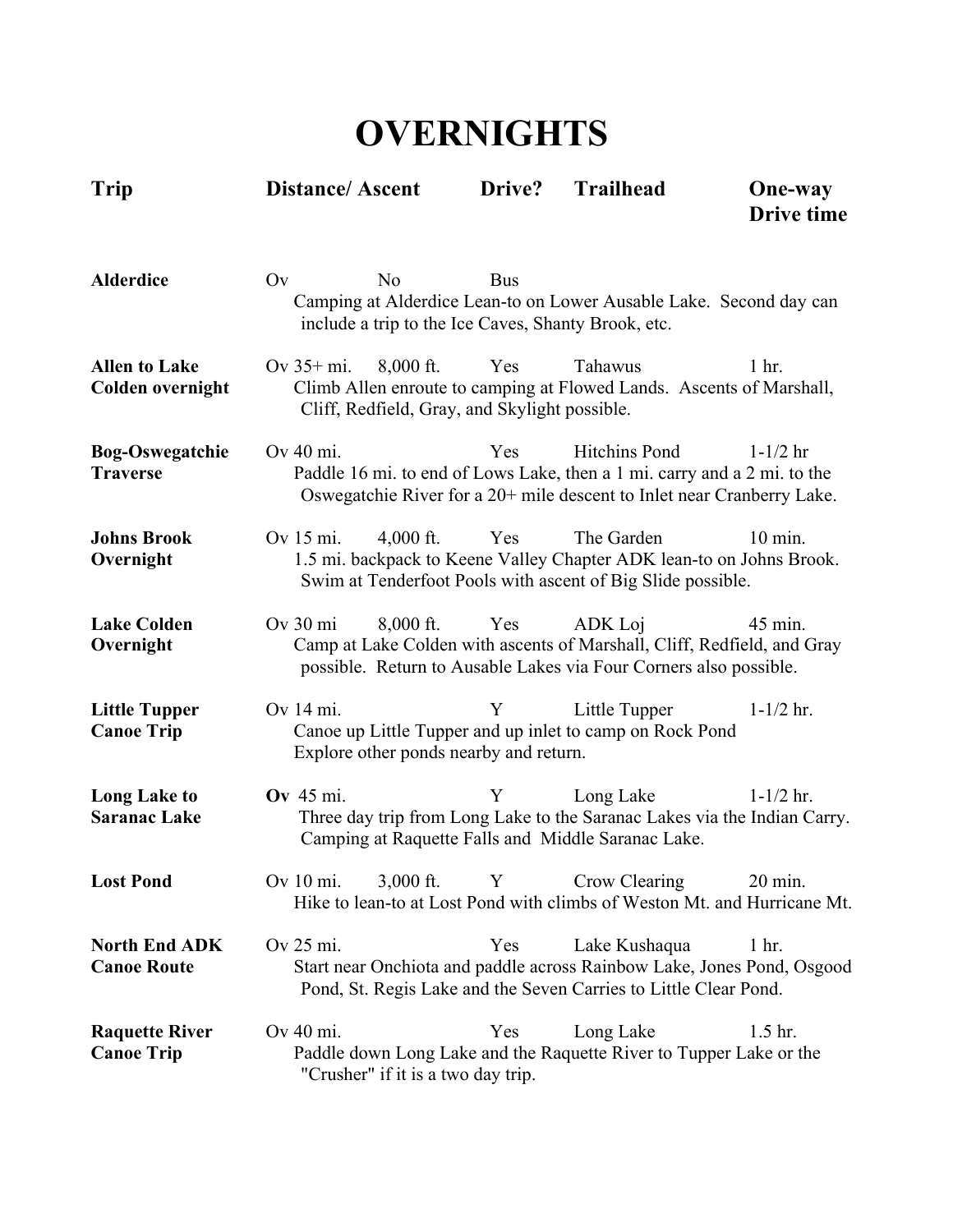# OVERNIGHTS

| Trip | Distance/ Ascent | | Drive? | Trailhead | One-way Drive time |
|---|---|---|---|---|---|
| **Alderdice** | Ov | No | Bus | | |
| | Camping at Alderdice Lean-to on Lower Ausable Lake. Second day can include a trip to the Ice Caves, Shanty Brook, etc. | | | | |
| **Allen to Lake Colden overnight** | Ov 35+ mi. | 8,000 ft. | Yes | Tahawus | 1 hr. |
| | Climb Allen enroute to camping at Flowed Lands. Ascents of Marshall, Cliff, Redfield, Gray, and Skylight possible. | | | | |
| **Bog-Oswegatchie Traverse** | Ov 40 mi. | | Yes | Hitchins Pond | 1-1/2 hr |
| | Paddle 16 mi. to end of Lows Lake, then a 1 mi. carry and a 2 mi. to the Oswegatchie River for a 20+ mile descent to Inlet near Cranberry Lake. | | | | |
| **Johns Brook Overnight** | Ov 15 mi. | 4,000 ft. | Yes | The Garden | 10 min. |
| | 1.5 mi. backpack to Keene Valley Chapter ADK lean-to on Johns Brook. Swim at Tenderfoot Pools with ascent of Big Slide possible. | | | | |
| **Lake Colden Overnight** | Ov 30 mi | 8,000 ft. | Yes | ADK Loj | 45 min. |
| | Camp at Lake Colden with ascents of Marshall, Cliff, Redfield, and Gray possible. Return to Ausable Lakes via Four Corners also possible. | | | | |
| **Little Tupper Canoe Trip** | Ov 14 mi. | | Y | Little Tupper | 1-1/2 hr. |
| | Canoe up Little Tupper and up inlet to camp on Rock Pond Explore other ponds nearby and return. | | | | |
| **Long Lake to Saranac Lake** | **Ov** 45 mi. | | Y | Long Lake | 1-1/2 hr. |
| | Three day trip from Long Lake to the Saranac Lakes via the Indian Carry. Camping at Raquette Falls and Middle Saranac Lake. | | | | |
| **Lost Pond** | Ov 10 mi. | 3,000 ft. | Y | Crow Clearing | 20 min. |
| | Hike to lean-to at Lost Pond with climbs of Weston Mt. and Hurricane Mt. | | | | |
| **North End ADK Canoe Route** | Ov 25 mi. | | Yes | Lake Kushaqua | 1 hr. |
| | Start near Onchiota and paddle across Rainbow Lake, Jones Pond, Osgood Pond, St. Regis Lake and the Seven Carries to Little Clear Pond. | | | | |
| **Raquette River Canoe Trip** | Ov 40 mi. | | Yes | Long Lake | 1.5 hr. |
| | Paddle down Long Lake and the Raquette River to Tupper Lake or the "Crusher" if it is a two day trip. | | | | |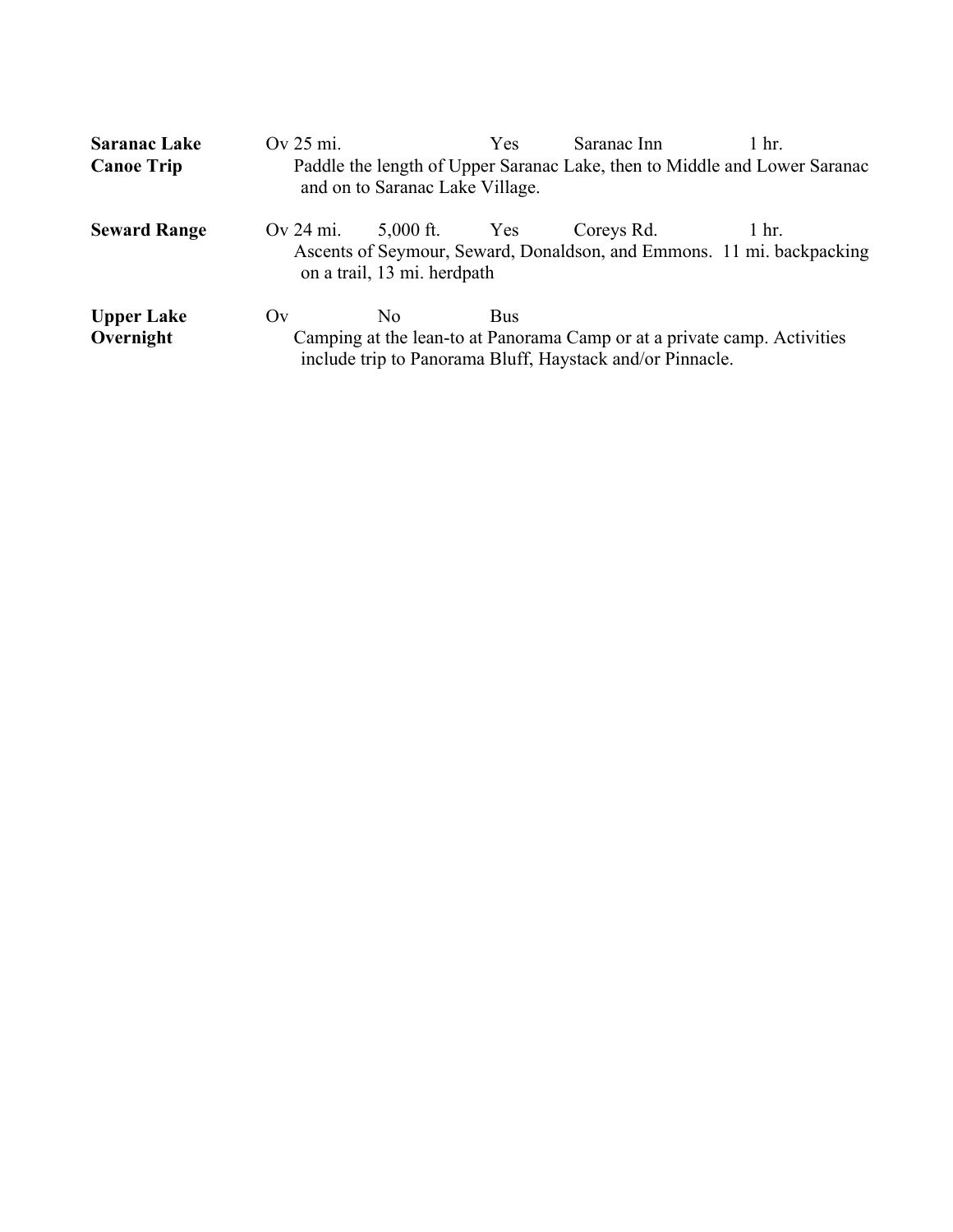| | | | | | |
|---|---|---|---|---|---|
| **Saranac Lake Canoe Trip** | Ov 25 mi. | | Yes | Saranac Inn | 1 hr. |
| | Paddle the length of Upper Saranac Lake, then to Middle and Lower Saranac and on to Saranac Lake Village. | | | | |
| **Seward Range** | Ov 24 mi. | 5,000 ft. | Yes | Coreys Rd. | 1 hr. |
| | Ascents of Seymour, Seward, Donaldson, and Emmons. 11 mi. backpacking on a trail, 13 mi. herdpath | | | | |
| **Upper Lake Overnight** | Ov | No | Bus | | |
| | Camping at the lean-to at Panorama Camp or at a private camp. Activities include trip to Panorama Bluff, Haystack and/or Pinnacle. | | | | |